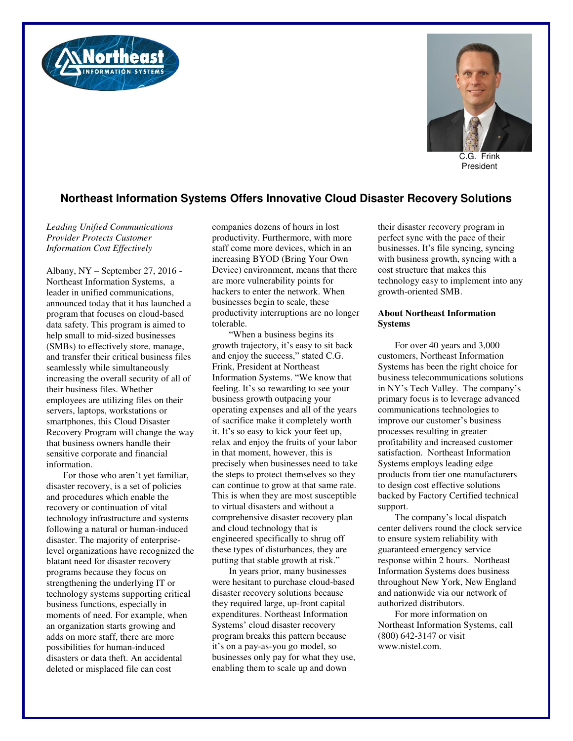C.G. Frink
President

## Northeast Information Systems Offers Innovative Cloud Disaster Recovery Solutions

*Leading Unified Communications Provider Protects Customer Information Cost Effectively*

Albany, NY – September 27, 2016 - Northeast Information Systems, a leader in unified communications, announced today that it has launched a program that focuses on cloud-based data safety. This program is aimed to help small to mid-sized businesses (SMBs) to effectively store, manage, and transfer their critical business files seamlessly while simultaneously increasing the overall security of all of their business files. Whether employees are utilizing files on their servers, laptops, workstations or smartphones, this Cloud Disaster Recovery Program will change the way that business owners handle their sensitive corporate and financial information.

For those who aren't yet familiar, disaster recovery, is a set of policies and procedures which enable the recovery or continuation of vital technology infrastructure and systems following a natural or human-induced disaster. The majority of enterprise-level organizations have recognized the blatant need for disaster recovery programs because they focus on strengthening the underlying IT or technology systems supporting critical business functions, especially in moments of need. For example, when an organization starts growing and adds on more staff, there are more possibilities for human-induced disasters or data theft. An accidental deleted or misplaced file can cost companies dozens of hours in lost productivity. Furthermore, with more staff come more devices, which in an increasing BYOD (Bring Your Own Device) environment, means that there are more vulnerability points for hackers to enter the network. When businesses begin to scale, these productivity interruptions are no longer tolerable.

"When a business begins its growth trajectory, it's easy to sit back and enjoy the success," stated C.G. Frink, President at Northeast Information Systems. "We know that feeling. It's so rewarding to see your business growth outpacing your operating expenses and all of the years of sacrifice make it completely worth it. It's so easy to kick your feet up, relax and enjoy the fruits of your labor in that moment, however, this is precisely when businesses need to take the steps to protect themselves so they can continue to grow at that same rate. This is when they are most susceptible to virtual disasters and without a comprehensive disaster recovery plan and cloud technology that is engineered specifically to shrug off these types of disturbances, they are putting that stable growth at risk."

In years prior, many businesses were hesitant to purchase cloud-based disaster recovery solutions because they required large, up-front capital expenditures. Northeast Information Systems' cloud disaster recovery program breaks this pattern because it's on a pay-as-you go model, so businesses only pay for what they use, enabling them to scale up and down their disaster recovery program in perfect sync with the pace of their businesses. It's file syncing, syncing with business growth, syncing with a cost structure that makes this technology easy to implement into any growth-oriented SMB.

**About Northeast Information Systems**

For over 40 years and 3,000 customers, Northeast Information Systems has been the right choice for business telecommunications solutions in NY's Tech Valley. The company's primary focus is to leverage advanced communications technologies to improve our customer's business processes resulting in greater profitability and increased customer satisfaction. Northeast Information Systems employs leading edge products from tier one manufacturers to design cost effective solutions backed by Factory Certified technical support.

The company's local dispatch center delivers round the clock service to ensure system reliability with guaranteed emergency service response within 2 hours. Northeast Information Systems does business throughout New York, New England and nationwide via our network of authorized distributors.

For more information on Northeast Information Systems, call (800) 642-3147 or visit www.nistel.com.